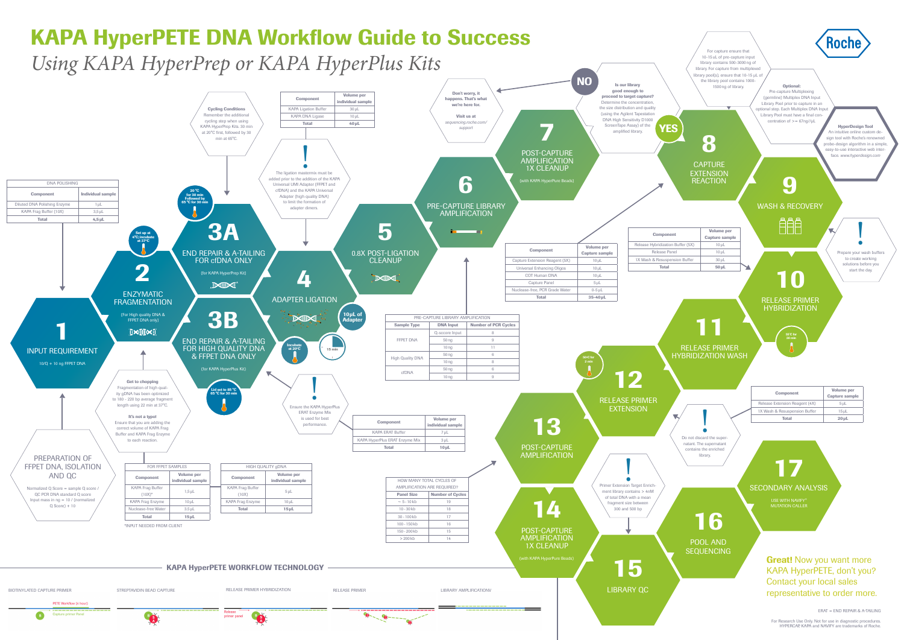# KAPA HyperPETE DNA Workflow Guide to Success

## *Using KAPA HyperPrep or KAPA HyperPlus Kits*

Roche

## PREPARATION OF FFPET DNA, ISOLATION AND QC

Normalized Q Score = sample Q score / QC PCR DNA standard Q score

Input mass in ng = 10 / (normalized Q Score) + 10

## 1 INPUT REQUIREMENT

10/Q + 10 ng FFPET DNA

## 2 ENZYMATIC FRAGMENTATION

(For High quality DNA & FFPET DNA only)

Set up at 4°C; incubate at 37°C

**Get to chopping**

Fragmentation of high quality gDNA has been optimized to 180 - 220 bp average fragment length using 22 min at 37°C.

**It's not a typo!**

Ensure that you are adding the correct volume of KAPA Frag Buffer and KAPA Frag Enzyme to each reaction.

| FOR FFPET SAMPLES | |
|---|---|
| Component | Volume per individual sample |
| KAPA Frag Buffer (10X)* | 1.5 µL |
| KAPA Frag Enzyme | 10 µL |
| Nuclease-free Water | 3.5 µL |
| Total | 15 µL |

*INPUT NEEDED FROM CLIENT.

| HIGH QUALITY gDNA | |
|---|---|
| Component | Volume per individual sample |
| KAPA Frag Buffer (10X) | 5 µL |
| KAPA Frag Enzyme | 10 µL |
| Total | 15 µL |

| DNA POLISHING | |
|---|---|
| Component | Individual sample |
| Diluted DNA Polishing Enzyme | 1 µL |
| KAPA Frag Buffer (10X) | 3.5 µL |
| Total | 4.5 µL |

## 3A END REPAIR & A-TAILING FOR cfDNA ONLY

(for KAPA HyperPrep Kit)

20 °C for 30 min followed by 65 °C for 30 min

**Cycling Conditions**

Remember the additional cycling step when using KAPA HyperPrep Kits. 30 min at 20°C first, followed by 30 min at 65°C.

## 3B END REPAIR & A-TAILING FOR HIGH QUALITY DNA & FFPET DNA ONLY

(for KAPA HyperPlus Kit)

Lid set to 85 °C 65 °C for 30 min

Ensure the KAPA HyperPlus ERAT Enzyme Mix is used for best performance.

| Component | Volume per individual sample |
|---|---|
| KAPA ERAT Buffer | 7 µL |
| KAPA HyperPlus ERAT Enzyme Mix | 3 µL |
| Total | 10 µL |

## 4 ADAPTER LIGATION

10µL of Adapter

Incubate at 20°C — 15 min

| Component | Volume per individual sample |
|---|---|
| KAPA Ligation Buffer | 30 µL |
| KAPA DNA Ligase | 10 µL |
| Total | 40 µL |

The ligation mastermix must be added prior to the addition of the KAPA Universal UMI Adapter (FFPET and cfDNA) and the KAPA Universal Adapter (high quality DNA) to limit the formation of adapter dimers.

## 5 0.8X POST-LIGATION CLEANUP

## 6 PRE-CAPTURE LIBRARY AMPLIFICATION

| PRE-CAPTURE LIBRARY AMPLIFICATION | | |
|---|---|---|
| Sample Type | DNA Input | Number of PCR Cycles |
| FFPET DNA | Q-score Input | 8 |
| | 50 ng | 9 |
| | 10 ng | 11 |
| High Quality DNA | 50 ng | 6 |
| | 10 ng | 8 |
| cfDNA | 50 ng | 6 |
| | 10 ng | 9 |

## 7 POST-CAPTURE AMPLIFICATION 1X CLEANUP

(with KAPA HyperPure Beads)

**Is our library good enough to proceed to target capture?**

Determine the concentration, the size distribution and quality (using the Agilent Tapestation DNA High Sensitivity D1000 ScreenTape Assay) of the amplified library.

**NO** — **Don't worry, it happens. That's what we're here for.** **Visit us at** *sequencing.roche.com/support*

**YES**

## 8 CAPTURE EXTENSION REACTION

For capture ensure that 10-15 µL of pre-capture input library contains 500-3000 ng of library. For capture from multiplexed library pool(s), ensure that 10-15 µL of the library pool contains 1000-1500 ng of library.

**Optional:**

Pre-capture Multiplexing (germline) Multiplex DNA Input Library Pool prior to capture in an optional step. Each Multiplex DNA Input Library Pool must have a final concentration of >= 67ng/µL.

**HyperDesign Tool**

An intuitive online custom design tool with Roche's renowned probe-design algorithm in a simple, easy-to-use interactive web interface. *www.hyperdesign.com*

| Component | Volume per Capture sample |
|---|---|
| Capture Extension Reagent (5X) | 10 µL |
| Universal Enhancing Oligos | 10 µL |
| COT Human DNA | 10 µL |
| Capture Panel | 5 µL |
| Nuclease-free, PCR Grade Water | 0-5 µL |
| Total | 35-40 µL |

## 9 WASH & RECOVERY

Prepare your wash buffers to create working solutions before you start the day.

| Component | Volume per Capture sample |
|---|---|
| Release Hybridization Buffer (5X) | 10 µL |
| Release Panel | 10 µL |
| 1X Wash & Resuspension Buffer | 30 µL |
| Total | 50 µL |

## 10 RELEASE PRIMER HYBRIDIZATION

55°C for 30 min

## 11 RELEASE PRIMER HYBRIDIZATION WASH

Do not discard the supernatant. The supernatant contains the enriched library.

## 12 RELEASE PRIMER EXTENSION

50°C for 2 min

| Component | Volume per Capture sample |
|---|---|
| Release Extension Reagent (4X) | 5 µL |
| 1X Wash & Resuspension Buffer | 15 µL |
| Total | 20 µL |

## 13 POST-CAPTURE AMPLIFICATION

| HOW MANY TOTAL CYCLES OF AMPLIFICATION ARE REQUIRED? | |
|---|---|
| Panel Size | Number of Cycles |
| ~ 5-10 kb | 19 |
| 10-30 kb | 18 |
| 30-100 kb | 17 |
| 100-150 kb | 16 |
| 150-200 kb | 15 |
| > 200 kb | 14 |

## 14 POST-CAPTURE AMPLIFICATION 1X CLEANUP

(with KAPA HyperPure Beads)

Primer Extension Target Enrichment library contains > 4nM of total DNA with a mean fragment size between 300 and 500 bp

## 15 LIBRARY QC

## 16 POOL AND SEQUENCING

## 17 SECONDARY ANALYSIS

USE WITH NAVIFY® MUTATION CALLER

**Great!** Now you want more KAPA HyperPETE, don't you? Contact your local sales representative to order more.

## KAPA HyperPETE WORKFLOW TECHNOLOGY

BIOTINYLATED CAPTURE PRIMER — PETE Workflow (4 hour) — Capture primer Panel

STREPTAVIDIN BEAD CAPTURE

RELEASE PRIMER HYBRIDIZATION — Release primer panel

RELEASE PRIMER

LIBRARY AMPLIFICATIONV

ERAT = END REPAIR & A-TAILING

For Research Use Only. Not for use in diagnostic procedures. HYPERCAP, KAPA and NAVIFY are trademarks of Roche.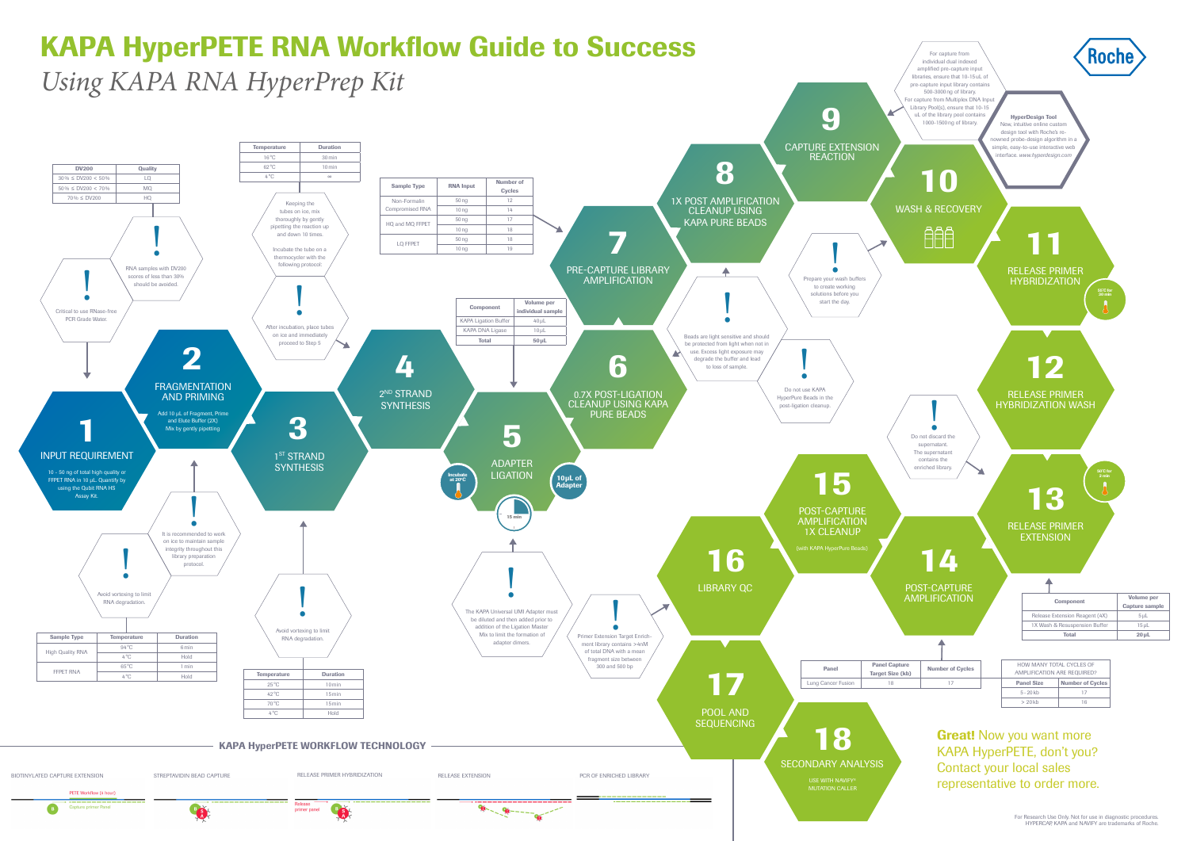# KAPA HyperPETE RNA Workflow Guide to Success

*Using KAPA RNA HyperPrep Kit*

## 1 INPUT REQUIREMENT

10 - 50 ng of total high quality or FFPET RNA in 10 µL. Quantify by using the Qubit RNA HS Assay Kit.

| DV200 | Quality |
|---|---|
| 30% ≤ DV200 < 50% | LQ |
| 50% ≤ DV200 < 70% | MQ |
| 70% ≤ DV200 | HQ |

! RNA samples with DV200 scores of less than 30% should be avoided.

! Critical to use RNase-free PCR Grade Water.

! It is recommended to work on ice to maintain sample integrity throughout this library preparation protocol.

! Avoid vortexing to limit RNA degradation.

## 2 FRAGMENTATION AND PRIMING

Add 10 µL of Fragment, Prime and Elute Buffer (2X) Mix by gently pipetting

| Sample Type | Temperature | Duration |
|---|---|---|
| High Quality RNA | 94°C | 6 min |
| | 4°C | Hold |
| FFPET RNA | 85°C | 1 min |
| | 4°C | Hold |

## 3 1ST STRAND SYNTHESIS

! Avoid vortexing to limit RNA degradation.

| Temperature | Duration |
|---|---|
| 25°C | 10 min |
| 42°C | 15 min |
| 70°C | 15 min |
| 4°C | Hold |

## 4 2ND STRAND SYNTHESIS

Keeping the tubes on ice, mix thoroughly by gently pipetting the reaction up and down 10 times.

Incubate the tube on a thermocycler with the following protocol:

| Temperature | Duration |
|---|---|
| 16°C | 30 min |
| 62°C | 10 min |
| 4°C | ∞ |

! After incubation, place tubes on ice and immediately proceed to Step 5

## 5 ADAPTER LIGATION

Incubate at 20°C

10µL of Adapter

15 min

| Component | Volume per individual sample |
|---|---|
| KAPA Ligation Buffer | 40 µL |
| KAPA DNA Ligase | 10 µL |
| Total | 50 µL |

! The KAPA Universal UMI Adapter must be diluted and then added prior to addition of the Ligation Master Mix to limit the formation of adapter dimers.

## 6 0.7X POST-LIGATION CLEANUP USING KAPA PURE BEADS

! Beads are light sensitive and should be protected from light when not in use. Excess light exposure may degrade the buffer and lead to loss of sample.

! Do not use KAPA HyperPure Beads in the post-ligation cleanup.

## 7 PRE-CAPTURE LIBRARY AMPLIFICATION

| Sample Type | RNA Input | Number of Cycles |
|---|---|---|
| Non-Formalin Compromised RNA | 50 ng | 12 |
| | 10 ng | 14 |
| HQ and MQ FFPET | 50 ng | 17 |
| | 10 ng | 18 |
| LQ FFPET | 50 ng | 18 |
| | 10 ng | 19 |

## 8 1X POST AMPLIFICATION CLEANUP USING KAPA PURE BEADS

## 9 CAPTURE EXTENSION REACTION

For capture from individual dual indexed amplified pre-capture input libraries, ensure that 10-15 uL of pre-capture input library contains 500-3000 ng of library. For capture from Multiplex DNA Input Library Pool(s), ensure that 10-15 uL of the library pool contains 1000-1500 ng of library.

**HyperDesign Tool** New, intuitive online custom design tool with Roche's renowned probe-design algorithm in a simple, easy-to-use interactive web interface. www.hyperdesign.com

## 10 WASH & RECOVERY

! Prepare your wash buffers to create working solutions before you start the day.

## 11 RELEASE PRIMER HYBRIDIZATION

55°C for 20 min

## 12 RELEASE PRIMER HYBRIDIZATION WASH

! Do not discard the supernatant. The supernatant contains the enriched library.

## 13 RELEASE PRIMER EXTENSION

55°C for 2 min

| Component | Volume per Capture sample |
|---|---|
| Release Extension Reagent (4X) | 5 µL |
| 1X Wash & Resuspension Buffer | 15 µL |
| Total | 20 µL |

## 14 POST-CAPTURE AMPLIFICATION

| Panel | Panel Capture Target Size (kb) | Number of Cycles |
|---|---|---|
| Lung Cancer Fusion | 18 | 17 |

HOW MANY TOTAL CYCLES OF AMPLIFICATION ARE REQUIRED?

| Panel Size | Number of Cycles |
|---|---|
| 5–20 kb | 17 |
| > 20 kb | 16 |

## 15 POST-CAPTURE AMPLIFICATION 1X CLEANUP

(with KAPA HyperPure Beads)

## 16 LIBRARY QC

! Primer Extension Target Enrichment library contains >4nM of total DNA with a mean fragment size between 300 and 500 bp

## 17 POOL AND SEQUENCING

## 18 SECONDARY ANALYSIS

USE WITH NAVIFY® MUTATION CALLER

## KAPA HyperPETE WORKFLOW TECHNOLOGY

BIOTINYLATED CAPTURE EXTENSION

PETE Workflow (4 hour)

Capture primer Panel

STREPTAVIDIN BEAD CAPTURE

RELEASE PRIMER HYBRIDIZATION

Release primer panel

RELEASE EXTENSION

PCR OF ENRICHED LIBRARY

**Great!** Now you want more KAPA HyperPETE, don't you? Contact your local sales representative to order more.

For Research Use Only. Not for use in diagnostic procedures. HYPERCAP, KAPA and NAVIFY are trademarks of Roche.